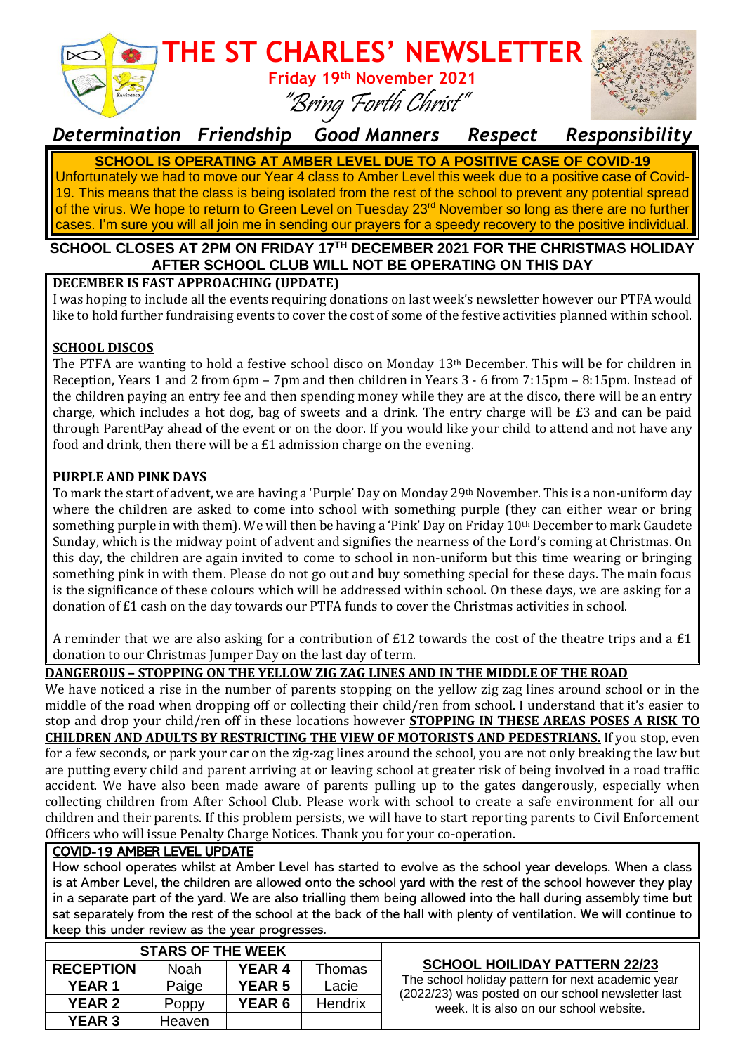# THE ST CHARLES' NEWSLETTER

**Friday 19th November 2021**

*"Bring Forth Christ"*

*Determination Friendship Good Manners Respect Responsibility*

**SCHOOL IS OPERATING AT AMBER LEVEL DUE TO A POSITIVE CASE OF COVID-19**

Unfortunately we had to move our Year 4 class to Amber Level this week due to a positive case of Covid-19. This means that the class is being isolated from the rest of the school to prevent any potential spread of the virus. We hope to return to Green Level on Tuesday 23rd November so long as there are no further cases. I'm sure you will all join me in sending our prayers for a speedy recovery to the positive individual.

**SCHOOL CLOSES AT 2PM ON FRIDAY 17TH DECEMBER 2021 FOR THE CHRISTMAS HOLIDAY**
**AFTER SCHOOL CLUB WILL NOT BE OPERATING ON THIS DAY**

## DECEMBER IS FAST APPROACHING (UPDATE)

I was hoping to include all the events requiring donations on last week's newsletter however our PTFA would like to hold further fundraising events to cover the cost of some of the festive activities planned within school.

### SCHOOL DISCOS

The PTFA are wanting to hold a festive school disco on Monday 13th December. This will be for children in Reception, Years 1 and 2 from 6pm – 7pm and then children in Years 3 - 6 from 7:15pm – 8:15pm. Instead of the children paying an entry fee and then spending money while they are at the disco, there will be an entry charge, which includes a hot dog, bag of sweets and a drink. The entry charge will be £3 and can be paid through ParentPay ahead of the event or on the door. If you would like your child to attend and not have any food and drink, then there will be a £1 admission charge on the evening.

### PURPLE AND PINK DAYS

To mark the start of advent, we are having a 'Purple' Day on Monday 29th November. This is a non-uniform day where the children are asked to come into school with something purple (they can either wear or bring something purple in with them). We will then be having a 'Pink' Day on Friday 10th December to mark Gaudete Sunday, which is the midway point of advent and signifies the nearness of the Lord's coming at Christmas. On this day, the children are again invited to come to school in non-uniform but this time wearing or bringing something pink in with them. Please do not go out and buy something special for these days. The main focus is the significance of these colours which will be addressed within school. On these days, we are asking for a donation of £1 cash on the day towards our PTFA funds to cover the Christmas activities in school.

A reminder that we are also asking for a contribution of £12 towards the cost of the theatre trips and a £1 donation to our Christmas Jumper Day on the last day of term.

## DANGEROUS – STOPPING ON THE YELLOW ZIG ZAG LINES AND IN THE MIDDLE OF THE ROAD

We have noticed a rise in the number of parents stopping on the yellow zig zag lines around school or in the middle of the road when dropping off or collecting their child/ren from school. I understand that it's easier to stop and drop your child/ren off in these locations however **STOPPING IN THESE AREAS POSES A RISK TO CHILDREN AND ADULTS BY RESTRICTING THE VIEW OF MOTORISTS AND PEDESTRIANS.** If you stop, even for a few seconds, or park your car on the zig-zag lines around the school, you are not only breaking the law but are putting every child and parent arriving at or leaving school at greater risk of being involved in a road traffic accident. We have also been made aware of parents pulling up to the gates dangerously, especially when collecting children from After School Club. Please work with school to create a safe environment for all our children and their parents. If this problem persists, we will have to start reporting parents to Civil Enforcement Officers who will issue Penalty Charge Notices. Thank you for your co-operation.

## COVID-19 AMBER LEVEL UPDATE

How school operates whilst at Amber Level has started to evolve as the school year develops. When a class is at Amber Level, the children are allowed onto the school yard with the rest of the school however they play in a separate part of the yard. We are also trialling them being allowed into the hall during assembly time but sat separately from the rest of the school at the back of the hall with plenty of ventilation. We will continue to keep this under review as the year progresses.

| STARS OF THE WEEK | | | |
|---|---|---|---|
| **RECEPTION** | Noah | **YEAR 4** | Thomas |
| **YEAR 1** | Paige | **YEAR 5** | Lacie |
| **YEAR 2** | Poppy | **YEAR 6** | Hendrix |
| **YEAR 3** | Heaven | | |

### SCHOOL HOILIDAY PATTERN 22/23

The school holiday pattern for next academic year (2022/23) was posted on our school newsletter last week. It is also on our school website.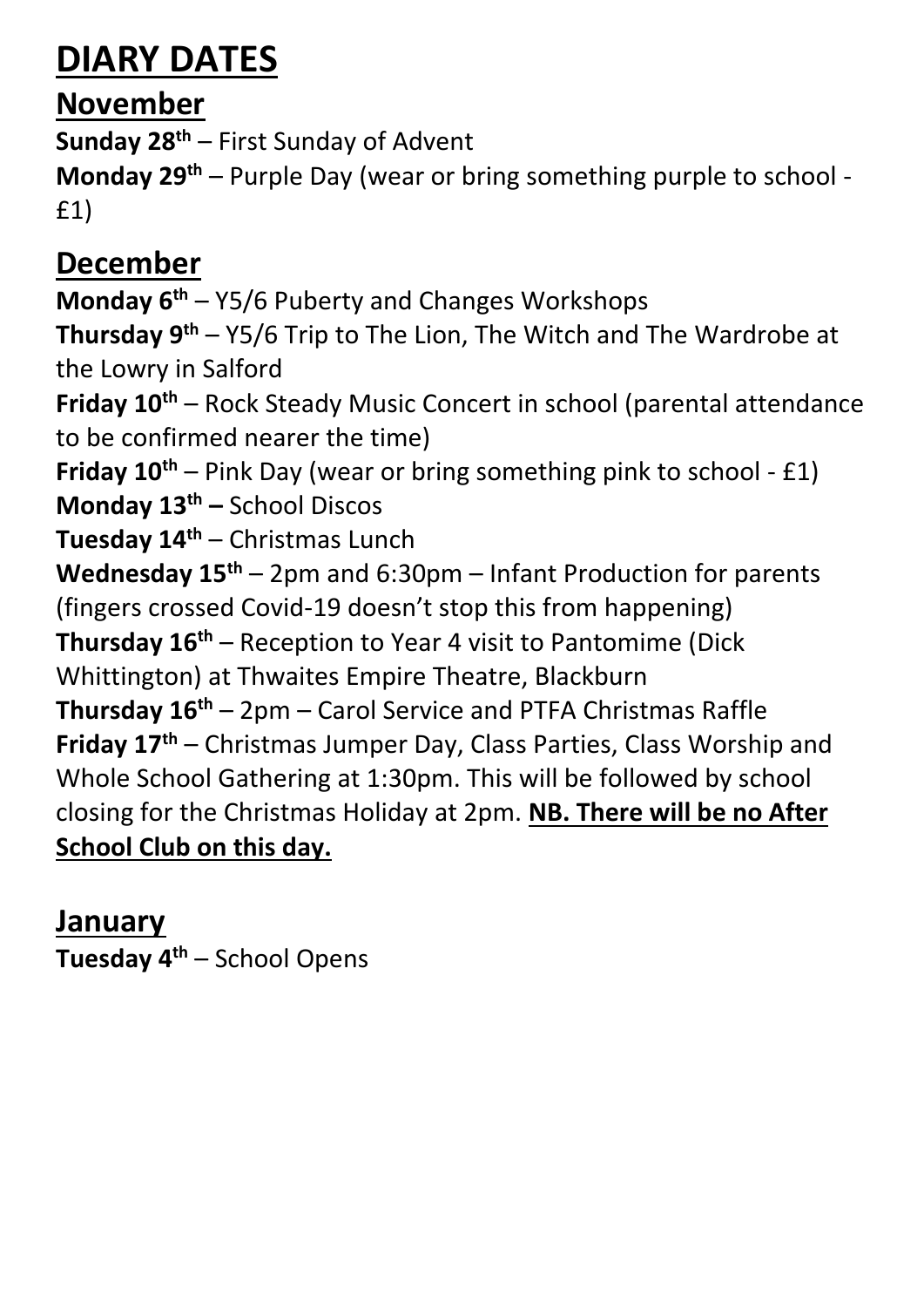# DIARY DATES

## November

**Sunday 28th** – First Sunday of Advent
**Monday 29th** – Purple Day (wear or bring something purple to school - £1)

## December

**Monday 6th** – Y5/6 Puberty and Changes Workshops
**Thursday 9th** – Y5/6 Trip to The Lion, The Witch and The Wardrobe at the Lowry in Salford
**Friday 10th** – Rock Steady Music Concert in school (parental attendance to be confirmed nearer the time)
**Friday 10th** – Pink Day (wear or bring something pink to school - £1)
**Monday 13th –** School Discos
**Tuesday 14th** – Christmas Lunch
**Wednesday 15th** – 2pm and 6:30pm – Infant Production for parents (fingers crossed Covid-19 doesn't stop this from happening)
**Thursday 16th** – Reception to Year 4 visit to Pantomime (Dick Whittington) at Thwaites Empire Theatre, Blackburn
**Thursday 16th** – 2pm – Carol Service and PTFA Christmas Raffle
**Friday 17th** – Christmas Jumper Day, Class Parties, Class Worship and Whole School Gathering at 1:30pm. This will be followed by school closing for the Christmas Holiday at 2pm. **<u>NB. There will be no After School Club on this day.</u>**

## January

**Tuesday 4th** – School Opens